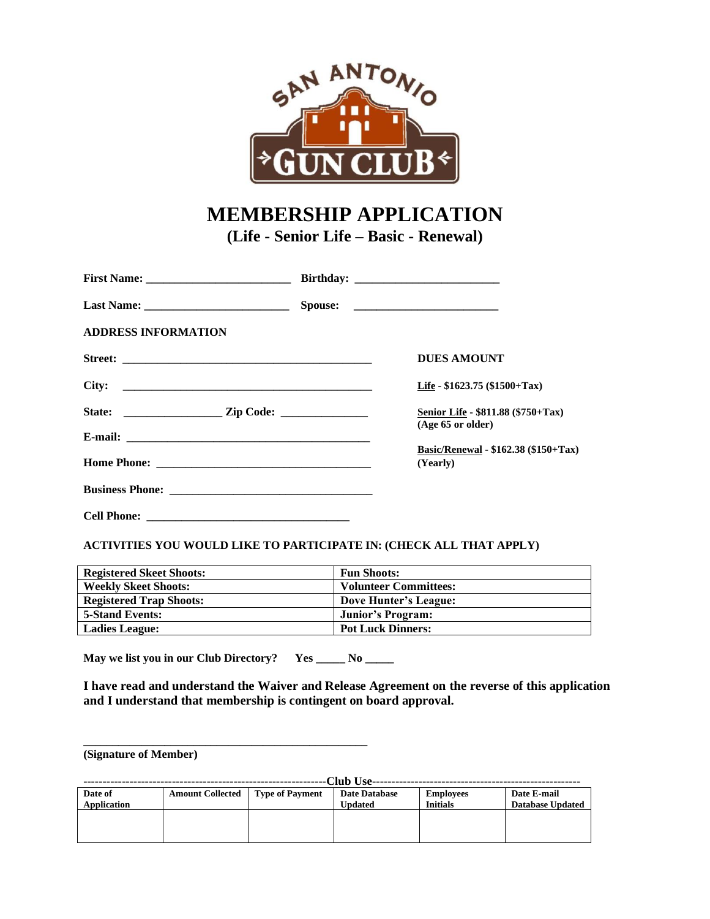SAN ANTONIO GUN CLUB

# MEMBERSHIP APPLICATION

## (Life - Senior Life – Basic - Renewal)

**First Name:** ________________________ **Birthday:** ________________________

**Last Name:** ________________________ **Spouse:** ________________________

**ADDRESS INFORMATION**

**Street:** ____________________________________________

**City:** ____________________________________________

**State:** ________________ **Zip Code:** ______________

**E-mail:** ____________________________________________

**Home Phone:** ____________________________________

**Business Phone:** __________________________________

**Cell Phone:** ____________________________________

**DUES AMOUNT**

**Life - $1623.75 ($1500+Tax)**

**Senior Life - $811.88 ($750+Tax) (Age 65 or older)**

**Basic/Renewal - $162.38 ($150+Tax) (Yearly)**

**ACTIVITIES YOU WOULD LIKE TO PARTICIPATE IN: (CHECK ALL THAT APPLY)**

| | |
|---|---|
| **Registered Skeet Shoots:** | **Fun Shoots:** |
| **Weekly Skeet Shoots:** | **Volunteer Committees:** |
| **Registered Trap Shoots:** | **Dove Hunter's League:** |
| **5-Stand Events:** | **Junior's Program:** |
| **Ladies League:** | **Pot Luck Dinners:** |

**May we list you in our Club Directory? Yes _____ No _____**

**I have read and understand the Waiver and Release Agreement on the reverse of this application and I understand that membership is contingent on board approval.**

_______________________________________________

**(Signature of Member)**

**------------------------------------------------------------Club Use----------------------------------------------------**

| Date of Application | Amount Collected | Type of Payment | Date Database Updated | Employees Initials | Date E-mail Database Updated |
|---|---|---|---|---|---|
| | | | | | |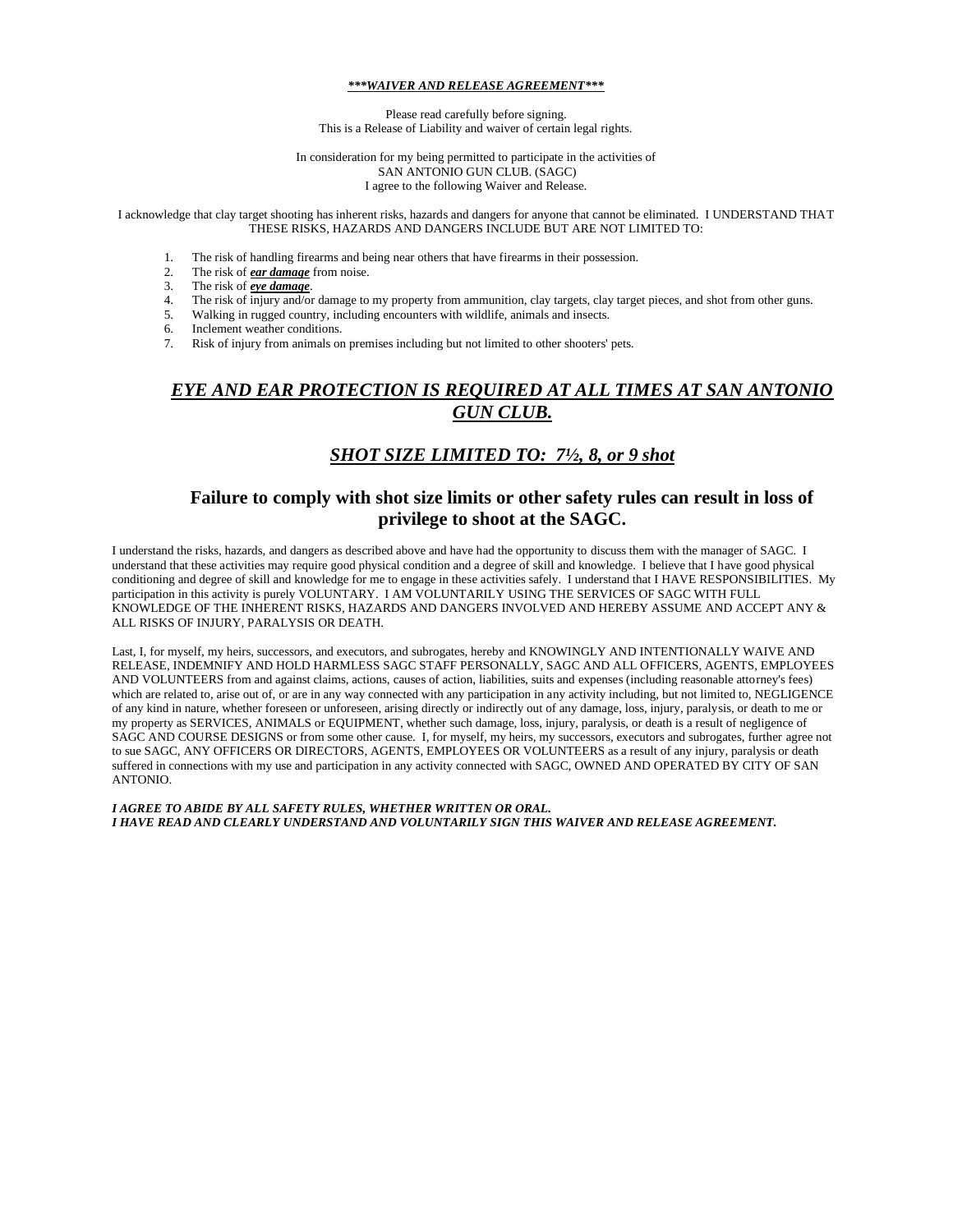***WAIVER AND RELEASE AGREEMENT***

Please read carefully before signing.
This is a Release of Liability and waiver of certain legal rights.

In consideration for my being permitted to participate in the activities of
SAN ANTONIO GUN CLUB. (SAGC)
I agree to the following Waiver and Release.

I acknowledge that clay target shooting has inherent risks, hazards and dangers for anyone that cannot be eliminated. I UNDERSTAND THAT THESE RISKS, HAZARDS AND DANGERS INCLUDE BUT ARE NOT LIMITED TO:

1. The risk of handling firearms and being near others that have firearms in their possession.
2. The risk of ***ear damage*** from noise.
3. The risk of ***eye damage***.
4. The risk of injury and/or damage to my property from ammunition, clay targets, clay target pieces, and shot from other guns.
5. Walking in rugged country, including encounters with wildlife, animals and insects.
6. Inclement weather conditions.
7. Risk of injury from animals on premises including but not limited to other shooters' pets.

## ***EYE AND EAR PROTECTION IS REQUIRED AT ALL TIMES AT SAN ANTONIO GUN CLUB.***

## ***SHOT SIZE LIMITED TO: 7½, 8, or 9 shot***

## Failure to comply with shot size limits or other safety rules can result in loss of privilege to shoot at the SAGC.

I understand the risks, hazards, and dangers as described above and have had the opportunity to discuss them with the manager of SAGC. I understand that these activities may require good physical condition and a degree of skill and knowledge. I believe that I have good physical conditioning and degree of skill and knowledge for me to engage in these activities safely. I understand that I HAVE RESPONSIBILITIES. My participation in this activity is purely VOLUNTARY. I AM VOLUNTARILY USING THE SERVICES OF SAGC WITH FULL KNOWLEDGE OF THE INHERENT RISKS, HAZARDS AND DANGERS INVOLVED AND HEREBY ASSUME AND ACCEPT ANY & ALL RISKS OF INJURY, PARALYSIS OR DEATH.

Last, I, for myself, my heirs, successors, and executors, and subrogates, hereby and KNOWINGLY AND INTENTIONALLY WAIVE AND RELEASE, INDEMNIFY AND HOLD HARMLESS SAGC STAFF PERSONALLY, SAGC AND ALL OFFICERS, AGENTS, EMPLOYEES AND VOLUNTEERS from and against claims, actions, causes of action, liabilities, suits and expenses (including reasonable attorney's fees) which are related to, arise out of, or are in any way connected with any participation in any activity including, but not limited to, NEGLIGENCE of any kind in nature, whether foreseen or unforeseen, arising directly or indirectly out of any damage, loss, injury, paralysis, or death to me or my property as SERVICES, ANIMALS or EQUIPMENT, whether such damage, loss, injury, paralysis, or death is a result of negligence of SAGC AND COURSE DESIGNS or from some other cause. I, for myself, my heirs, my successors, executors and subrogates, further agree not to sue SAGC, ANY OFFICERS OR DIRECTORS, AGENTS, EMPLOYEES OR VOLUNTEERS as a result of any injury, paralysis or death suffered in connections with my use and participation in any activity connected with SAGC, OWNED AND OPERATED BY CITY OF SAN ANTONIO.

***I AGREE TO ABIDE BY ALL SAFETY RULES, WHETHER WRITTEN OR ORAL.***
***I HAVE READ AND CLEARLY UNDERSTAND AND VOLUNTARILY SIGN THIS WAIVER AND RELEASE AGREEMENT.***